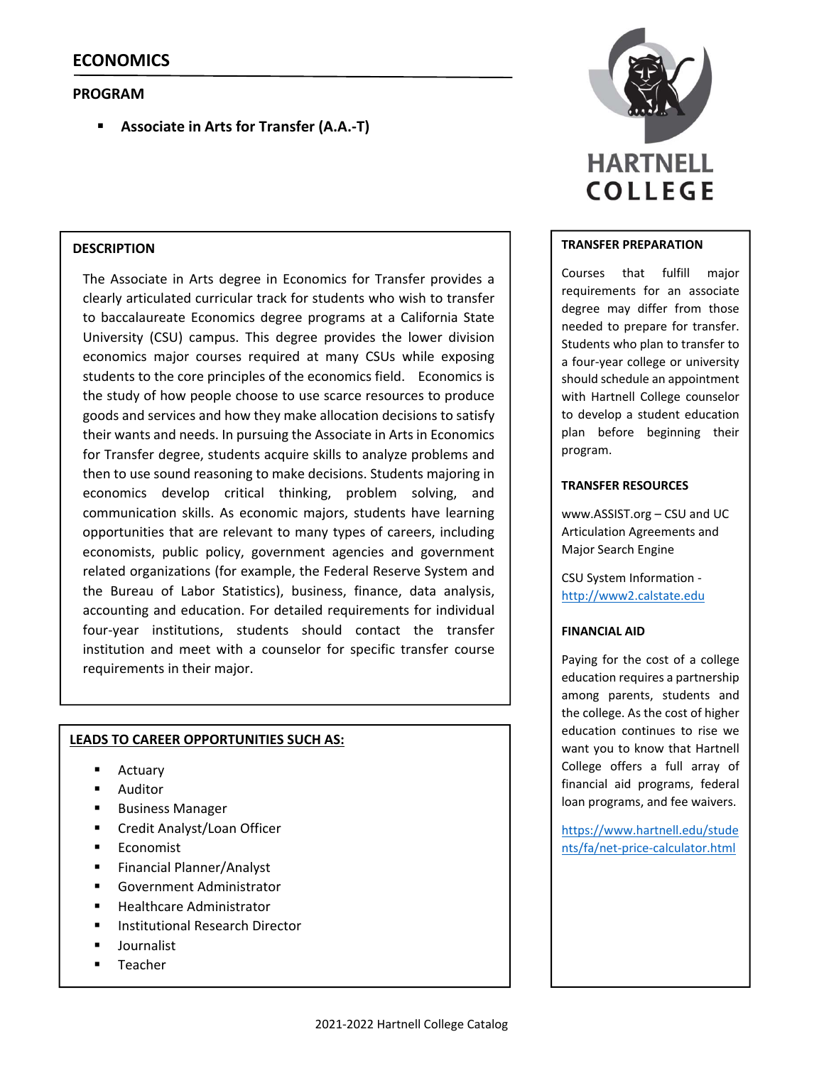# ECONOMICS

## PROGRAM

- **Associate in Arts for Transfer (A.A.-T)**

HARTNELL COLLEGE

### DESCRIPTION

The Associate in Arts degree in Economics for Transfer provides a clearly articulated curricular track for students who wish to transfer to baccalaureate Economics degree programs at a California State University (CSU) campus. This degree provides the lower division economics major courses required at many CSUs while exposing students to the core principles of the economics field. Economics is the study of how people choose to use scarce resources to produce goods and services and how they make allocation decisions to satisfy their wants and needs. In pursuing the Associate in Arts in Economics for Transfer degree, students acquire skills to analyze problems and then to use sound reasoning to make decisions. Students majoring in economics develop critical thinking, problem solving, and communication skills. As economic majors, students have learning opportunities that are relevant to many types of careers, including economists, public policy, government agencies and government related organizations (for example, the Federal Reserve System and the Bureau of Labor Statistics), business, finance, data analysis, accounting and education. For detailed requirements for individual four-year institutions, students should contact the transfer institution and meet with a counselor for specific transfer course requirements in their major.

### LEADS TO CAREER OPPORTUNITIES SUCH AS:

- Actuary
- Auditor
- Business Manager
- Credit Analyst/Loan Officer
- Economist
- Financial Planner/Analyst
- Government Administrator
- Healthcare Administrator
- Institutional Research Director
- Journalist
- Teacher

### TRANSFER PREPARATION

Courses that fulfill major requirements for an associate degree may differ from those needed to prepare for transfer. Students who plan to transfer to a four-year college or university should schedule an appointment with Hartnell College counselor to develop a student education plan before beginning their program.

### TRANSFER RESOURCES

www.ASSIST.org – CSU and UC Articulation Agreements and Major Search Engine

CSU System Information - http://www2.calstate.edu

### FINANCIAL AID

Paying for the cost of a college education requires a partnership among parents, students and the college. As the cost of higher education continues to rise we want you to know that Hartnell College offers a full array of financial aid programs, federal loan programs, and fee waivers.

https://www.hartnell.edu/students/fa/net-price-calculator.html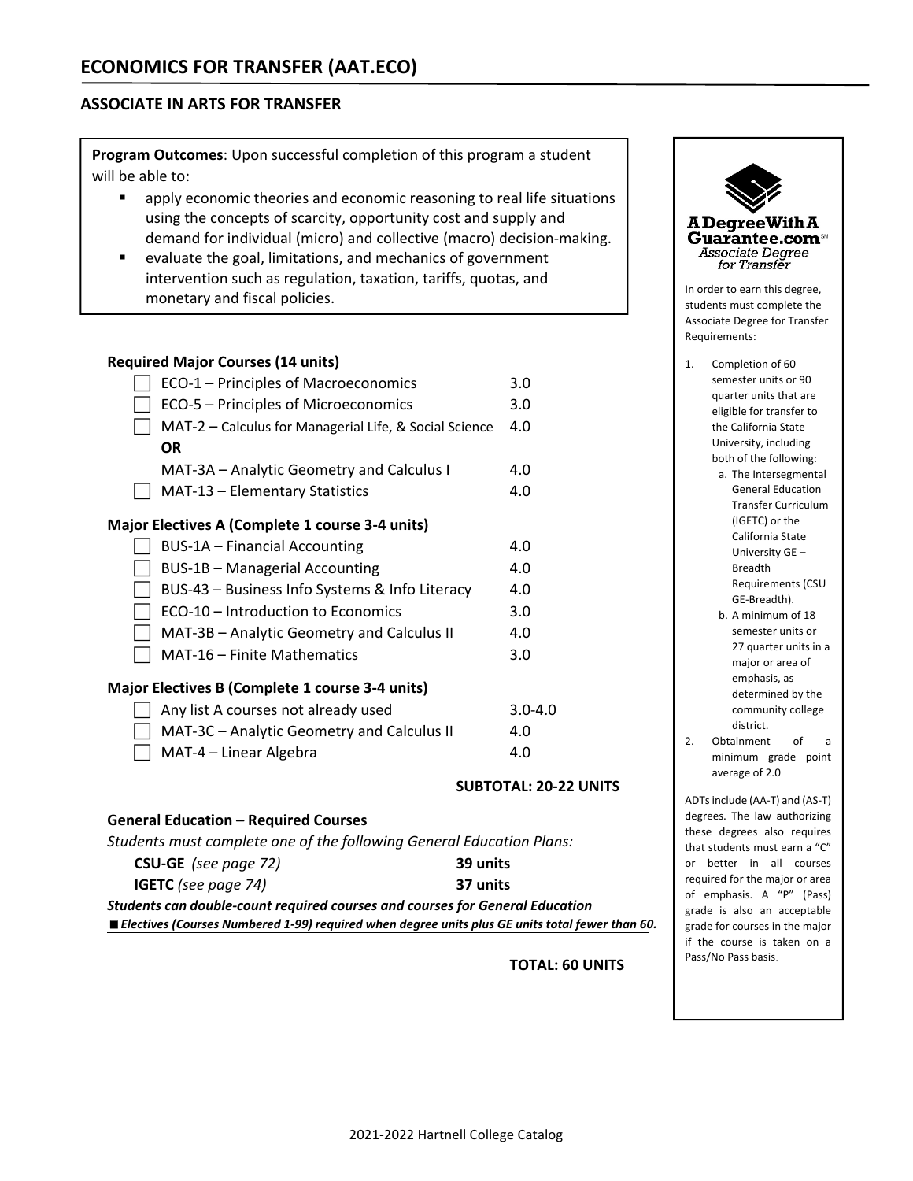# ECONOMICS FOR TRANSFER (AAT.ECO)

## ASSOCIATE IN ARTS FOR TRANSFER

**Program Outcomes**: Upon successful completion of this program a student will be able to:

- apply economic theories and economic reasoning to real life situations using the concepts of scarcity, opportunity cost and supply and demand for individual (micro) and collective (macro) decision-making.
- evaluate the goal, limitations, and mechanics of government intervention such as regulation, taxation, tariffs, quotas, and monetary and fiscal policies.

### Required Major Courses (14 units)

| | |
|---|---|
| ☐ ECO-1 – Principles of Macroeconomics | 3.0 |
| ☐ ECO-5 – Principles of Microeconomics | 3.0 |
| ☐ MAT-2 – Calculus for Managerial Life, & Social Science | 4.0 |
| **OR** | |
| MAT-3A – Analytic Geometry and Calculus I | 4.0 |
| ☐ MAT-13 – Elementary Statistics | 4.0 |

### Major Electives A (Complete 1 course 3-4 units)

| | |
|---|---|
| ☐ BUS-1A – Financial Accounting | 4.0 |
| ☐ BUS-1B – Managerial Accounting | 4.0 |
| ☐ BUS-43 – Business Info Systems & Info Literacy | 4.0 |
| ☐ ECO-10 – Introduction to Economics | 3.0 |
| ☐ MAT-3B – Analytic Geometry and Calculus II | 4.0 |
| ☐ MAT-16 – Finite Mathematics | 3.0 |

### Major Electives B (Complete 1 course 3-4 units)

| | |
|---|---|
| ☐ Any list A courses not already used | 3.0-4.0 |
| ☐ MAT-3C – Analytic Geometry and Calculus II | 4.0 |
| ☐ MAT-4 – Linear Algebra | 4.0 |

**SUBTOTAL: 20-22 UNITS**

### General Education – Required Courses

*Students must complete one of the following General Education Plans:*

| | |
|---|---|
| **CSU-GE** *(see page 72)* | **39 units** |
| **IGETC** *(see page 74)* | **37 units** |

***Students can double-count required courses and courses for General Education***

■ ***Electives (Courses Numbered 1-99) required when degree units plus GE units total fewer than 60.***

**TOTAL: 60 UNITS**

---

**A Degree With A Guarantee.com** *Associate Degree for Transfer*

In order to earn this degree, students must complete the Associate Degree for Transfer Requirements:

1. Completion of 60 semester units or 90 quarter units that are eligible for transfer to the California State University, including both of the following:
   a. The Intersegmental General Education Transfer Curriculum (IGETC) or the California State University GE – Breadth Requirements (CSU GE-Breadth).
   b. A minimum of 18 semester units or 27 quarter units in a major or area of emphasis, as determined by the community college district.
2. Obtainment of a minimum grade point average of 2.0

ADTs include (AA-T) and (AS-T) degrees. The law authorizing these degrees also requires that students must earn a "C" or better in all courses required for the major or area of emphasis. A "P" (Pass) grade is also an acceptable grade for courses in the major if the course is taken on a Pass/No Pass basis.